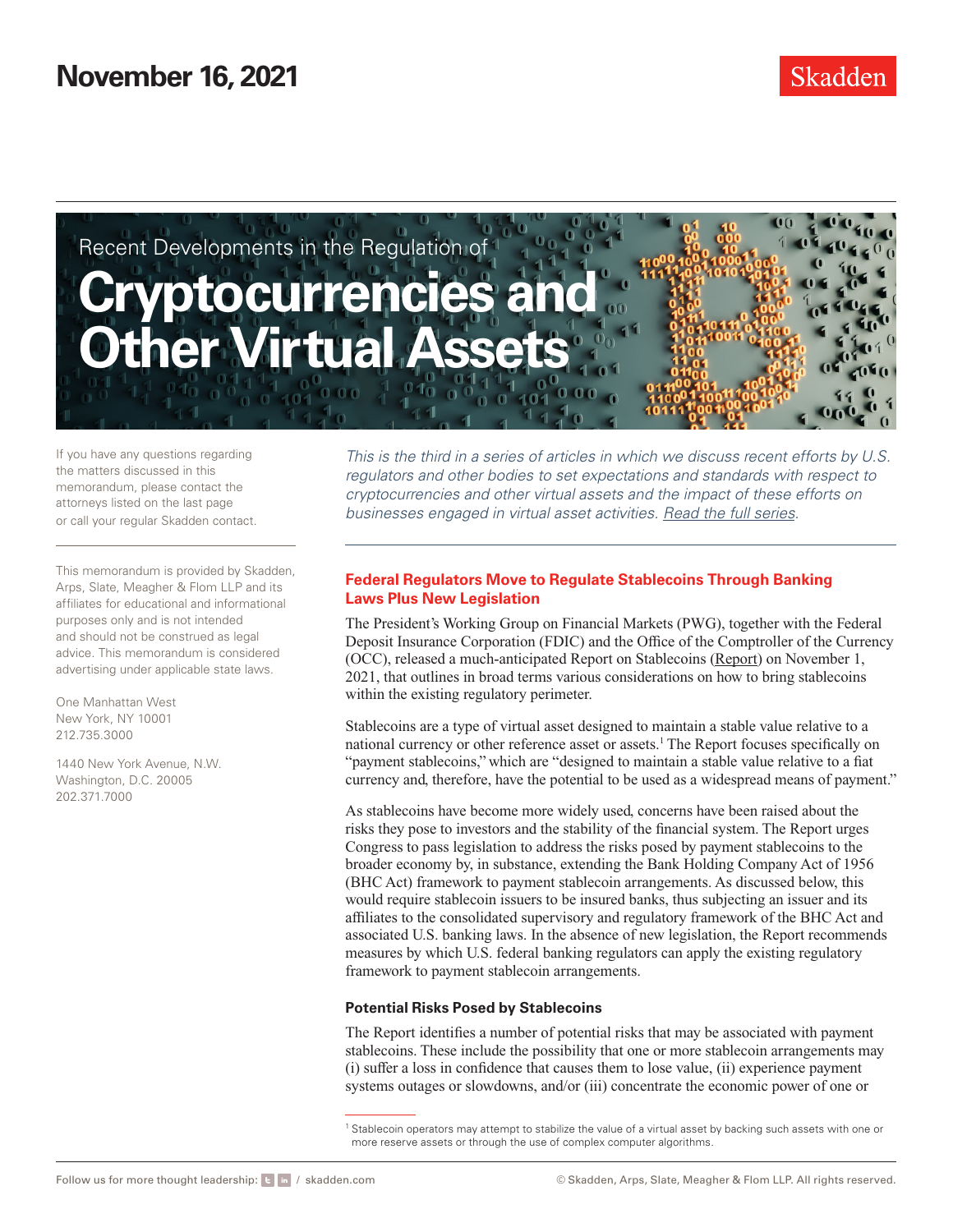November 16, 2021

Skadden

## Recent Developments in the Regulation of

# Cryptocurrencies and Other Virtual Assets

If you have any questions regarding the matters discussed in this memorandum, please contact the attorneys listed on the last page or call your regular Skadden contact.

This memorandum is provided by Skadden, Arps, Slate, Meagher & Flom LLP and its affiliates for educational and informational purposes only and is not intended and should not be construed as legal advice. This memorandum is considered advertising under applicable state laws.

One Manhattan West
New York, NY 10001
212.735.3000

1440 New York Avenue, N.W.
Washington, D.C. 20005
202.371.7000

*This is the third in a series of articles in which we discuss recent efforts by U.S. regulators and other bodies to set expectations and standards with respect to cryptocurrencies and other virtual assets and the impact of these efforts on businesses engaged in virtual asset activities. Read the full series.*

## Federal Regulators Move to Regulate Stablecoins Through Banking Laws Plus New Legislation

The President's Working Group on Financial Markets (PWG), together with the Federal Deposit Insurance Corporation (FDIC) and the Office of the Comptroller of the Currency (OCC), released a much-anticipated Report on Stablecoins (Report) on November 1, 2021, that outlines in broad terms various considerations on how to bring stablecoins within the existing regulatory perimeter.

Stablecoins are a type of virtual asset designed to maintain a stable value relative to a national currency or other reference asset or assets.[1] The Report focuses specifically on "payment stablecoins," which are "designed to maintain a stable value relative to a fiat currency and, therefore, have the potential to be used as a widespread means of payment."

As stablecoins have become more widely used, concerns have been raised about the risks they pose to investors and the stability of the financial system. The Report urges Congress to pass legislation to address the risks posed by payment stablecoins to the broader economy by, in substance, extending the Bank Holding Company Act of 1956 (BHC Act) framework to payment stablecoin arrangements. As discussed below, this would require stablecoin issuers to be insured banks, thus subjecting an issuer and its affiliates to the consolidated supervisory and regulatory framework of the BHC Act and associated U.S. banking laws. In the absence of new legislation, the Report recommends measures by which U.S. federal banking regulators can apply the existing regulatory framework to payment stablecoin arrangements.

### Potential Risks Posed by Stablecoins

The Report identifies a number of potential risks that may be associated with payment stablecoins. These include the possibility that one or more stablecoin arrangements may (i) suffer a loss in confidence that causes them to lose value, (ii) experience payment systems outages or slowdowns, and/or (iii) concentrate the economic power of one or

[1] Stablecoin operators may attempt to stabilize the value of a virtual asset by backing such assets with one or more reserve assets or through the use of complex computer algorithms.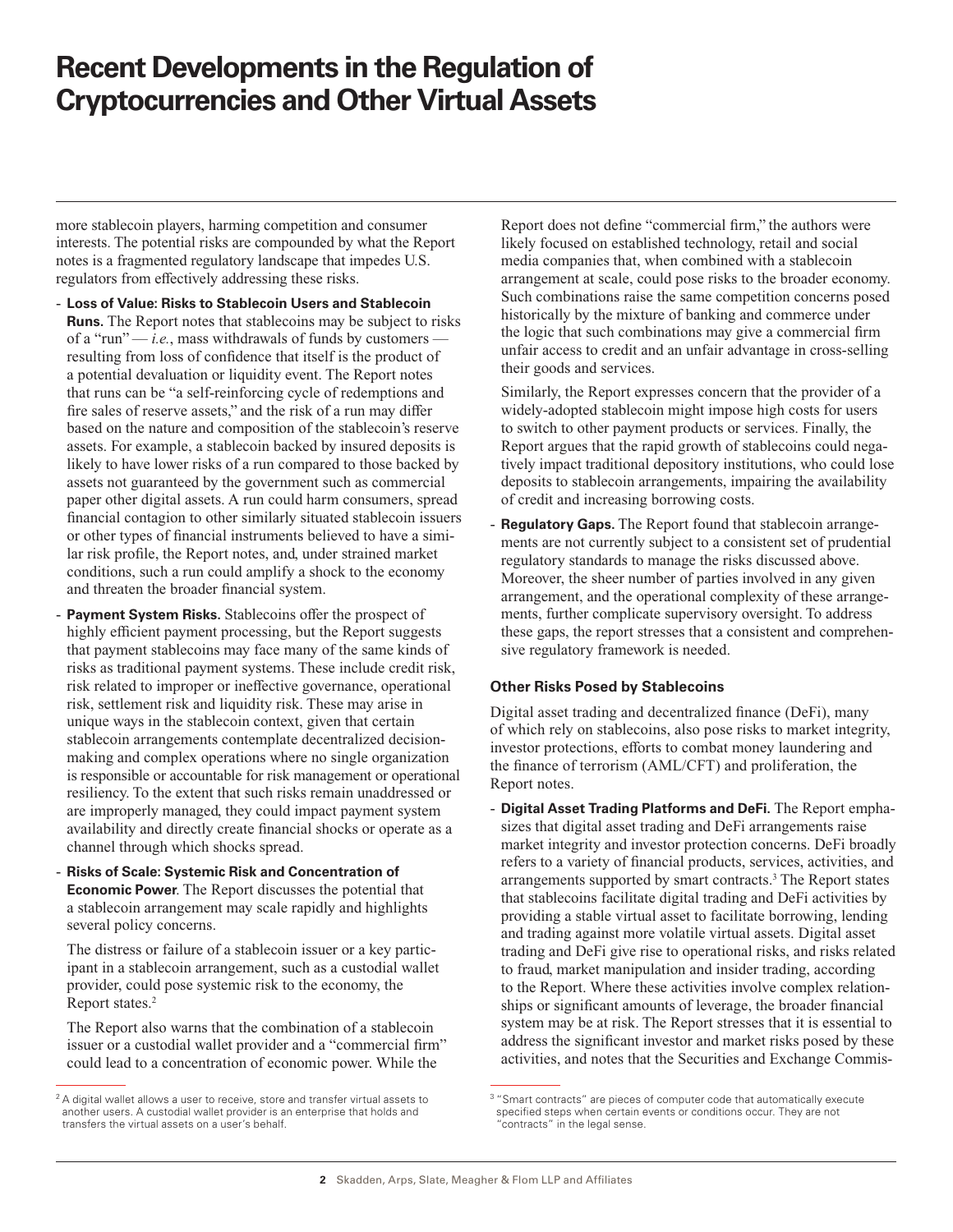more stablecoin players, harming competition and consumer interests. The potential risks are compounded by what the Report notes is a fragmented regulatory landscape that impedes U.S. regulators from effectively addressing these risks.

- **Loss of Value: Risks to Stablecoin Users and Stablecoin Runs.** The Report notes that stablecoins may be subject to risks of a "run" — *i.e.*, mass withdrawals of funds by customers — resulting from loss of confidence that itself is the product of a potential devaluation or liquidity event. The Report notes that runs can be "a self-reinforcing cycle of redemptions and fire sales of reserve assets," and the risk of a run may differ based on the nature and composition of the stablecoin's reserve assets. For example, a stablecoin backed by insured deposits is likely to have lower risks of a run compared to those backed by assets not guaranteed by the government such as commercial paper other digital assets. A run could harm consumers, spread financial contagion to other similarly situated stablecoin issuers or other types of financial instruments believed to have a similar risk profile, the Report notes, and, under strained market conditions, such a run could amplify a shock to the economy and threaten the broader financial system.
- **Payment System Risks.** Stablecoins offer the prospect of highly efficient payment processing, but the Report suggests that payment stablecoins may face many of the same kinds of risks as traditional payment systems. These include credit risk, risk related to improper or ineffective governance, operational risk, settlement risk and liquidity risk. These may arise in unique ways in the stablecoin context, given that certain stablecoin arrangements contemplate decentralized decision-making and complex operations where no single organization is responsible or accountable for risk management or operational resiliency. To the extent that such risks remain unaddressed or are improperly managed, they could impact payment system availability and directly create financial shocks or operate as a channel through which shocks spread.
- **Risks of Scale: Systemic Risk and Concentration of Economic Power**. The Report discusses the potential that a stablecoin arrangement may scale rapidly and highlights several policy concerns.

  The distress or failure of a stablecoin issuer or a key participant in a stablecoin arrangement, such as a custodial wallet provider, could pose systemic risk to the economy, the Report states.[2]

  The Report also warns that the combination of a stablecoin issuer or a custodial wallet provider and a "commercial firm" could lead to a concentration of economic power. While the Report does not define "commercial firm," the authors were likely focused on established technology, retail and social media companies that, when combined with a stablecoin arrangement at scale, could pose risks to the broader economy. Such combinations raise the same competition concerns posed historically by the mixture of banking and commerce under the logic that such combinations may give a commercial firm unfair access to credit and an unfair advantage in cross-selling their goods and services.

  Similarly, the Report expresses concern that the provider of a widely-adopted stablecoin might impose high costs for users to switch to other payment products or services. Finally, the Report argues that the rapid growth of stablecoins could negatively impact traditional depository institutions, who could lose deposits to stablecoin arrangements, impairing the availability of credit and increasing borrowing costs.
- **Regulatory Gaps.** The Report found that stablecoin arrangements are not currently subject to a consistent set of prudential regulatory standards to manage the risks discussed above. Moreover, the sheer number of parties involved in any given arrangement, and the operational complexity of these arrangements, further complicate supervisory oversight. To address these gaps, the report stresses that a consistent and comprehensive regulatory framework is needed.

### Other Risks Posed by Stablecoins

Digital asset trading and decentralized finance (DeFi), many of which rely on stablecoins, also pose risks to market integrity, investor protections, efforts to combat money laundering and the finance of terrorism (AML/CFT) and proliferation, the Report notes.

- **Digital Asset Trading Platforms and DeFi.** The Report emphasizes that digital asset trading and DeFi arrangements raise market integrity and investor protection concerns. DeFi broadly refers to a variety of financial products, services, activities, and arrangements supported by smart contracts.[3] The Report states that stablecoins facilitate digital trading and DeFi activities by providing a stable virtual asset to facilitate borrowing, lending and trading against more volatile virtual assets. Digital asset trading and DeFi give rise to operational risks, and risks related to fraud, market manipulation and insider trading, according to the Report. Where these activities involve complex relationships or significant amounts of leverage, the broader financial system may be at risk. The Report stresses that it is essential to address the significant investor and market risks posed by these activities, and notes that the Securities and Exchange Commis-

---

[2] A digital wallet allows a user to receive, store and transfer virtual assets to another users. A custodial wallet provider is an enterprise that holds and transfers the virtual assets on a user's behalf.

[3] "Smart contracts" are pieces of computer code that automatically execute specified steps when certain events or conditions occur. They are not "contracts" in the legal sense.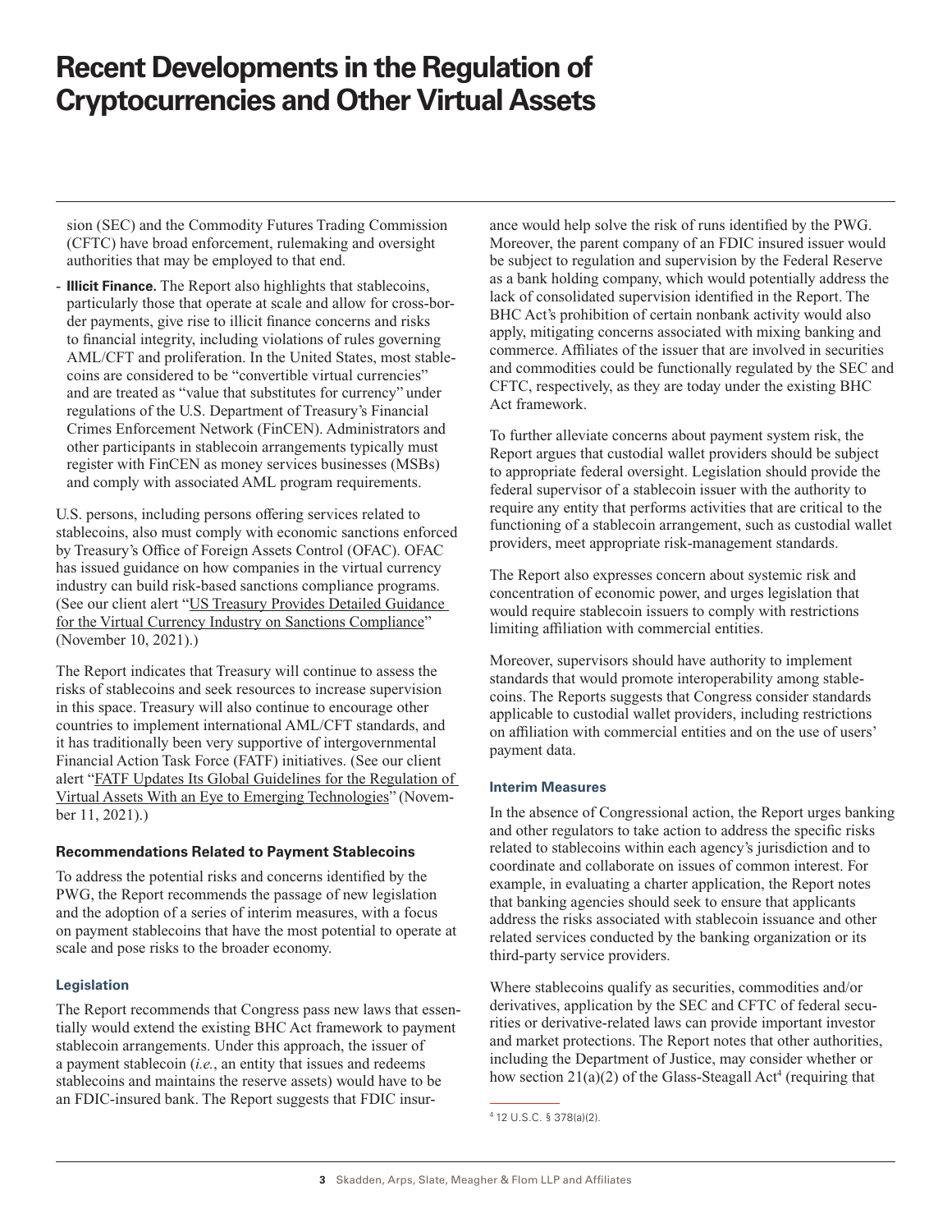sion (SEC) and the Commodity Futures Trading Commission (CFTC) have broad enforcement, rulemaking and oversight authorities that may be employed to that end.

- **Illicit Finance.** The Report also highlights that stablecoins, particularly those that operate at scale and allow for cross-border payments, give rise to illicit finance concerns and risks to financial integrity, including violations of rules governing AML/CFT and proliferation. In the United States, most stablecoins are considered to be "convertible virtual currencies" and are treated as "value that substitutes for currency" under regulations of the U.S. Department of Treasury's Financial Crimes Enforcement Network (FinCEN). Administrators and other participants in stablecoin arrangements typically must register with FinCEN as money services businesses (MSBs) and comply with associated AML program requirements.

U.S. persons, including persons offering services related to stablecoins, also must comply with economic sanctions enforced by Treasury's Office of Foreign Assets Control (OFAC). OFAC has issued guidance on how companies in the virtual currency industry can build risk-based sanctions compliance programs. (See our client alert "US Treasury Provides Detailed Guidance for the Virtual Currency Industry on Sanctions Compliance" (November 10, 2021).)

The Report indicates that Treasury will continue to assess the risks of stablecoins and seek resources to increase supervision in this space. Treasury will also continue to encourage other countries to implement international AML/CFT standards, and it has traditionally been very supportive of intergovernmental Financial Action Task Force (FATF) initiatives. (See our client alert "FATF Updates Its Global Guidelines for the Regulation of Virtual Assets With an Eye to Emerging Technologies" (November 11, 2021).)

### Recommendations Related to Payment Stablecoins

To address the potential risks and concerns identified by the PWG, the Report recommends the passage of new legislation and the adoption of a series of interim measures, with a focus on payment stablecoins that have the most potential to operate at scale and pose risks to the broader economy.

#### Legislation

The Report recommends that Congress pass new laws that essentially would extend the existing BHC Act framework to payment stablecoin arrangements. Under this approach, the issuer of a payment stablecoin (*i.e.*, an entity that issues and redeems stablecoins and maintains the reserve assets) would have to be an FDIC-insured bank. The Report suggests that FDIC insurance would help solve the risk of runs identified by the PWG. Moreover, the parent company of an FDIC insured issuer would be subject to regulation and supervision by the Federal Reserve as a bank holding company, which would potentially address the lack of consolidated supervision identified in the Report. The BHC Act's prohibition of certain nonbank activity would also apply, mitigating concerns associated with mixing banking and commerce. Affiliates of the issuer that are involved in securities and commodities could be functionally regulated by the SEC and CFTC, respectively, as they are today under the existing BHC Act framework.

To further alleviate concerns about payment system risk, the Report argues that custodial wallet providers should be subject to appropriate federal oversight. Legislation should provide the federal supervisor of a stablecoin issuer with the authority to require any entity that performs activities that are critical to the functioning of a stablecoin arrangement, such as custodial wallet providers, meet appropriate risk-management standards.

The Report also expresses concern about systemic risk and concentration of economic power, and urges legislation that would require stablecoin issuers to comply with restrictions limiting affiliation with commercial entities.

Moreover, supervisors should have authority to implement standards that would promote interoperability among stablecoins. The Reports suggests that Congress consider standards applicable to custodial wallet providers, including restrictions on affiliation with commercial entities and on the use of users' payment data.

#### Interim Measures

In the absence of Congressional action, the Report urges banking and other regulators to take action to address the specific risks related to stablecoins within each agency's jurisdiction and to coordinate and collaborate on issues of common interest. For example, in evaluating a charter application, the Report notes that banking agencies should seek to ensure that applicants address the risks associated with stablecoin issuance and other related services conducted by the banking organization or its third-party service providers.

Where stablecoins qualify as securities, commodities and/or derivatives, application by the SEC and CFTC of federal securities or derivative-related laws can provide important investor and market protections. The Report notes that other authorities, including the Department of Justice, may consider whether or how section 21(a)(2) of the Glass-Steagall Act[4] (requiring that

[4] 12 U.S.C. § 378(a)(2).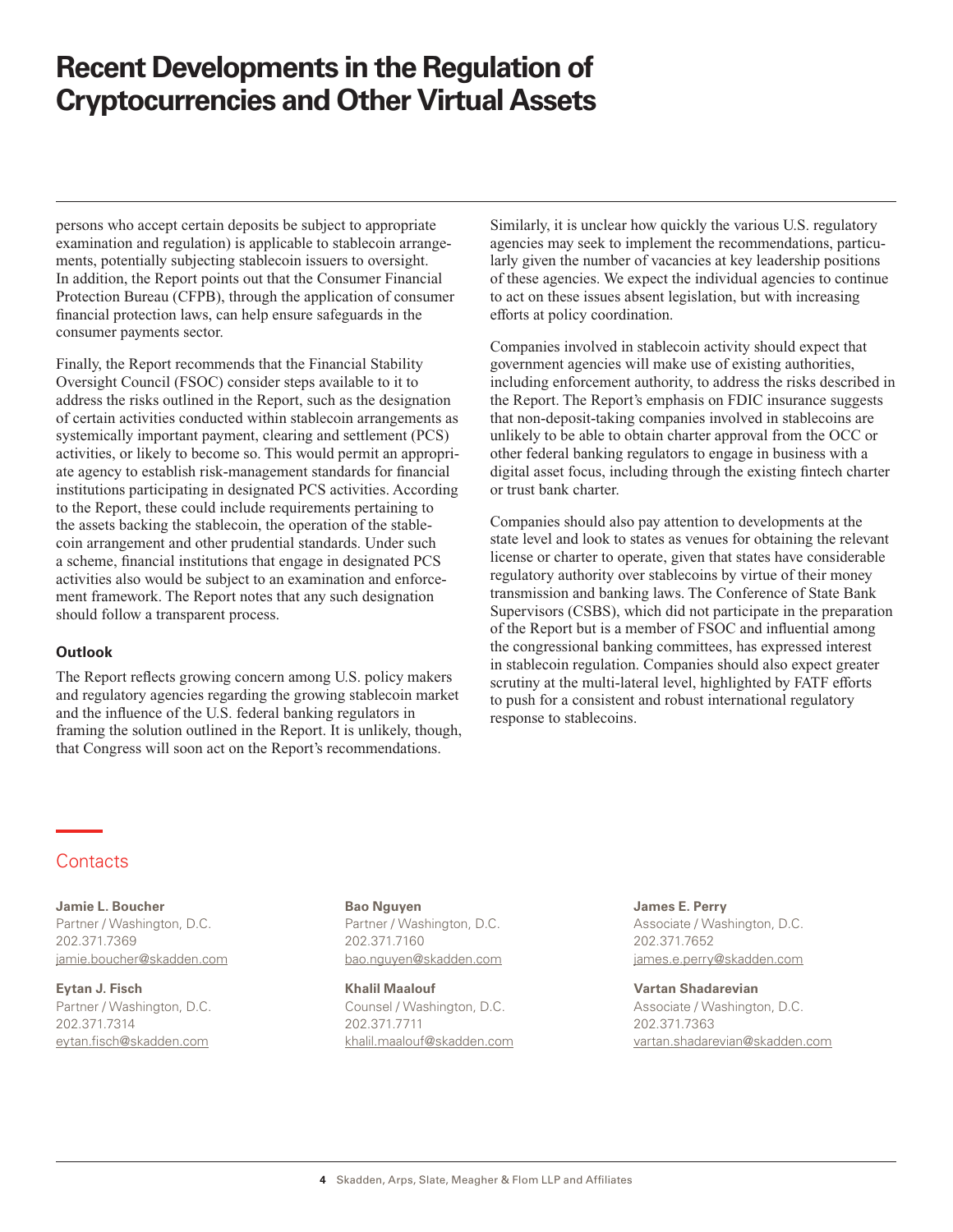persons who accept certain deposits be subject to appropriate examination and regulation) is applicable to stablecoin arrangements, potentially subjecting stablecoin issuers to oversight. In addition, the Report points out that the Consumer Financial Protection Bureau (CFPB), through the application of consumer financial protection laws, can help ensure safeguards in the consumer payments sector.

Finally, the Report recommends that the Financial Stability Oversight Council (FSOC) consider steps available to it to address the risks outlined in the Report, such as the designation of certain activities conducted within stablecoin arrangements as systemically important payment, clearing and settlement (PCS) activities, or likely to become so. This would permit an appropriate agency to establish risk-management standards for financial institutions participating in designated PCS activities. According to the Report, these could include requirements pertaining to the assets backing the stablecoin, the operation of the stablecoin arrangement and other prudential standards. Under such a scheme, financial institutions that engage in designated PCS activities also would be subject to an examination and enforcement framework. The Report notes that any such designation should follow a transparent process.

**Outlook**

The Report reflects growing concern among U.S. policy makers and regulatory agencies regarding the growing stablecoin market and the influence of the U.S. federal banking regulators in framing the solution outlined in the Report. It is unlikely, though, that Congress will soon act on the Report's recommendations.

Similarly, it is unclear how quickly the various U.S. regulatory agencies may seek to implement the recommendations, particularly given the number of vacancies at key leadership positions of these agencies. We expect the individual agencies to continue to act on these issues absent legislation, but with increasing efforts at policy coordination.

Companies involved in stablecoin activity should expect that government agencies will make use of existing authorities, including enforcement authority, to address the risks described in the Report. The Report's emphasis on FDIC insurance suggests that non-deposit-taking companies involved in stablecoins are unlikely to be able to obtain charter approval from the OCC or other federal banking regulators to engage in business with a digital asset focus, including through the existing fintech charter or trust bank charter.

Companies should also pay attention to developments at the state level and look to states as venues for obtaining the relevant license or charter to operate, given that states have considerable regulatory authority over stablecoins by virtue of their money transmission and banking laws. The Conference of State Bank Supervisors (CSBS), which did not participate in the preparation of the Report but is a member of FSOC and influential among the congressional banking committees, has expressed interest in stablecoin regulation. Companies should also expect greater scrutiny at the multi-lateral level, highlighted by FATF efforts to push for a consistent and robust international regulatory response to stablecoins.

## Contacts

**Jamie L. Boucher**
Partner / Washington, D.C.
202.371.7369
jamie.boucher@skadden.com

**Eytan J. Fisch**
Partner / Washington, D.C.
202.371.7314
eytan.fisch@skadden.com

**Bao Nguyen**
Partner / Washington, D.C.
202.371.7160
bao.nguyen@skadden.com

**Khalil Maalouf**
Counsel / Washington, D.C.
202.371.7711
khalil.maalouf@skadden.com

**James E. Perry**
Associate / Washington, D.C.
202.371.7652
james.e.perry@skadden.com

**Vartan Shadarevian**
Associate / Washington, D.C.
202.371.7363
vartan.shadarevian@skadden.com